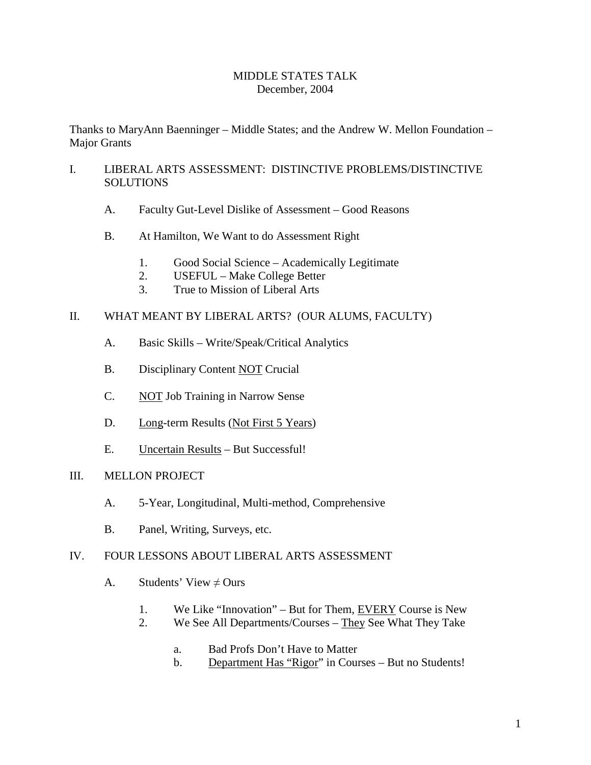# MIDDLE STATES TALK
December, 2004

Thanks to MaryAnn Baenninger – Middle States; and the Andrew W. Mellon Foundation – Major Grants

I. LIBERAL ARTS ASSESSMENT: DISTINCTIVE PROBLEMS/DISTINCTIVE SOLUTIONS

   A. Faculty Gut-Level Dislike of Assessment – Good Reasons

   B. At Hamilton, We Want to do Assessment Right

      1. Good Social Science – Academically Legitimate
      2. USEFUL – Make College Better
      3. True to Mission of Liberal Arts

II. WHAT MEANT BY LIBERAL ARTS? (OUR ALUMS, FACULTY)

   A. Basic Skills – Write/Speak/Critical Analytics

   B. Disciplinary Content <u>NOT</u> Crucial

   C. <u>NOT</u> Job Training in Narrow Sense

   D. <u>Long</u>-term Results (<u>Not First 5 Years</u>)

   E. <u>Uncertain Results</u> – But Successful!

III. MELLON PROJECT

   A. 5-Year, Longitudinal, Multi-method, Comprehensive

   B. Panel, Writing, Surveys, etc.

IV. FOUR LESSONS ABOUT LIBERAL ARTS ASSESSMENT

   A. Students' View ≠ Ours

      1. We Like "Innovation" – But for Them, <u>EVERY</u> Course is New
      2. We See All Departments/Courses – <u>They</u> See What They Take

         a. Bad Profs Don't Have to Matter
         b. <u>Department Has "Rigor</u>" in Courses – But no Students!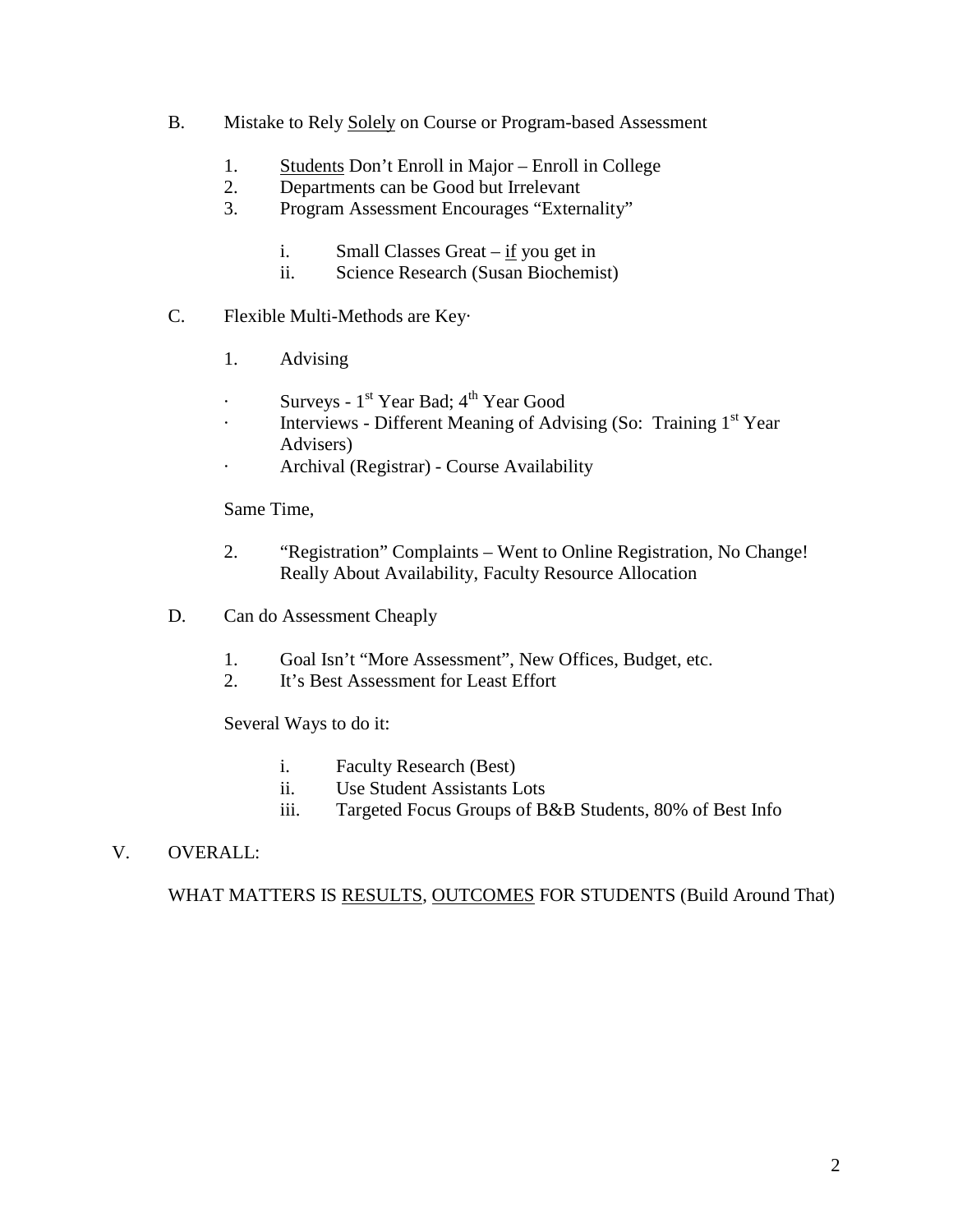B. Mistake to Rely <u>Solely</u> on Course or Program-based Assessment

   1. <u>Students</u> Don't Enroll in Major – Enroll in College
   2. Departments can be Good but Irrelevant
   3. Program Assessment Encourages "Externality"

      i. Small Classes Great – <u>if</u> you get in
      ii. Science Research (Susan Biochemist)

C. Flexible Multi-Methods are Key·

   1. Advising

   · Surveys - 1st Year Bad; 4th Year Good
   · Interviews - Different Meaning of Advising (So: Training 1st Year Advisers)
   · Archival (Registrar) - Course Availability

   Same Time,

   2. "Registration" Complaints – Went to Online Registration, No Change! Really About Availability, Faculty Resource Allocation

D. Can do Assessment Cheaply

   1. Goal Isn't "More Assessment", New Offices, Budget, etc.
   2. It's Best Assessment for Least Effort

   Several Ways to do it:

      i. Faculty Research (Best)
      ii. Use Student Assistants Lots
      iii. Targeted Focus Groups of B&B Students, 80% of Best Info

V. OVERALL:

WHAT MATTERS IS <u>RESULTS</u>, <u>OUTCOMES</u> FOR STUDENTS (Build Around That)